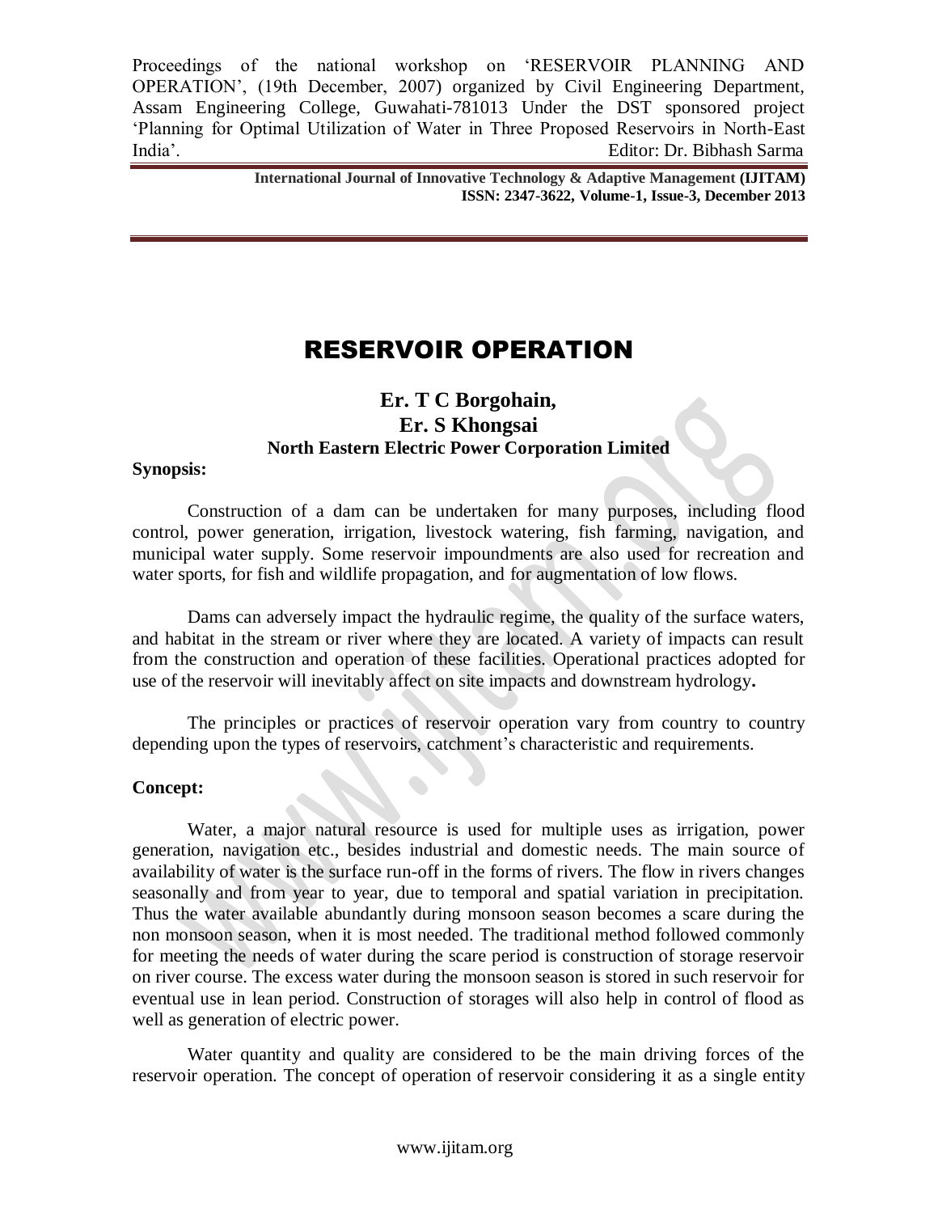Proceedings of the national workshop on 'RESERVOIR PLANNING AND OPERATION', (19th December, 2007) organized by Civil Engineering Department, Assam Engineering College, Guwahati-781013 Under the DST sponsored project 'Planning for Optimal Utilization of Water in Three Proposed Reservoirs in North-East India'. Editor: Dr. Bibhash Sarma

# RESERVOIR OPERATION

**Er. T C Borgohain,**
**Er. S Khongsai**
**North Eastern Electric Power Corporation Limited**

**Synopsis:**

Construction of a dam can be undertaken for many purposes, including flood control, power generation, irrigation, livestock watering, fish farming, navigation, and municipal water supply. Some reservoir impoundments are also used for recreation and water sports, for fish and wildlife propagation, and for augmentation of low flows.

Dams can adversely impact the hydraulic regime, the quality of the surface waters, and habitat in the stream or river where they are located. A variety of impacts can result from the construction and operation of these facilities. Operational practices adopted for use of the reservoir will inevitably affect on site impacts and downstream hydrology**.**

The principles or practices of reservoir operation vary from country to country depending upon the types of reservoirs, catchment's characteristic and requirements.

**Concept:**

Water, a major natural resource is used for multiple uses as irrigation, power generation, navigation etc., besides industrial and domestic needs. The main source of availability of water is the surface run-off in the forms of rivers. The flow in rivers changes seasonally and from year to year, due to temporal and spatial variation in precipitation. Thus the water available abundantly during monsoon season becomes a scare during the non monsoon season, when it is most needed. The traditional method followed commonly for meeting the needs of water during the scare period is construction of storage reservoir on river course. The excess water during the monsoon season is stored in such reservoir for eventual use in lean period. Construction of storages will also help in control of flood as well as generation of electric power.

Water quantity and quality are considered to be the main driving forces of the reservoir operation. The concept of operation of reservoir considering it as a single entity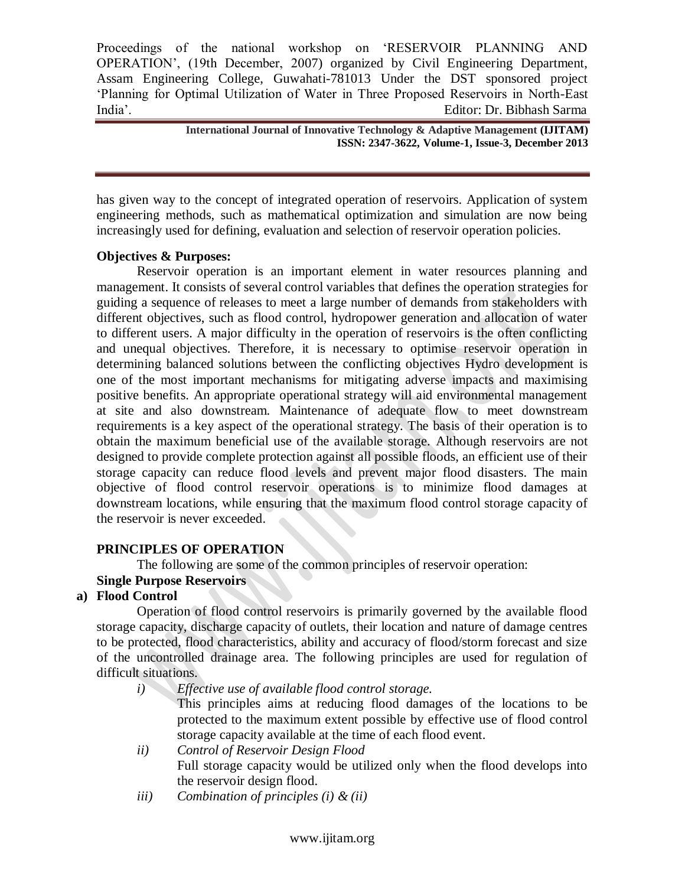has given way to the concept of integrated operation of reservoirs. Application of system engineering methods, such as mathematical optimization and simulation are now being increasingly used for defining, evaluation and selection of reservoir operation policies.

**Objectives & Purposes:**

Reservoir operation is an important element in water resources planning and management. It consists of several control variables that defines the operation strategies for guiding a sequence of releases to meet a large number of demands from stakeholders with different objectives, such as flood control, hydropower generation and allocation of water to different users. A major difficulty in the operation of reservoirs is the often conflicting and unequal objectives. Therefore, it is necessary to optimise reservoir operation in determining balanced solutions between the conflicting objectives Hydro development is one of the most important mechanisms for mitigating adverse impacts and maximising positive benefits. An appropriate operational strategy will aid environmental management at site and also downstream. Maintenance of adequate flow to meet downstream requirements is a key aspect of the operational strategy. The basis of their operation is to obtain the maximum beneficial use of the available storage. Although reservoirs are not designed to provide complete protection against all possible floods, an efficient use of their storage capacity can reduce flood levels and prevent major flood disasters. The main objective of flood control reservoir operations is to minimize flood damages at downstream locations, while ensuring that the maximum flood control storage capacity of the reservoir is never exceeded.

## PRINCIPLES OF OPERATION

The following are some of the common principles of reservoir operation:

**Single Purpose Reservoirs**

**a) Flood Control**

Operation of flood control reservoirs is primarily governed by the available flood storage capacity, discharge capacity of outlets, their location and nature of damage centres to be protected, flood characteristics, ability and accuracy of flood/storm forecast and size of the uncontrolled drainage area. The following principles are used for regulation of difficult situations.

*i) Effective use of available flood control storage.*

This principles aims at reducing flood damages of the locations to be protected to the maximum extent possible by effective use of flood control storage capacity available at the time of each flood event.

*ii) Control of Reservoir Design Flood*

Full storage capacity would be utilized only when the flood develops into the reservoir design flood.

*iii) Combination of principles (i) & (ii)*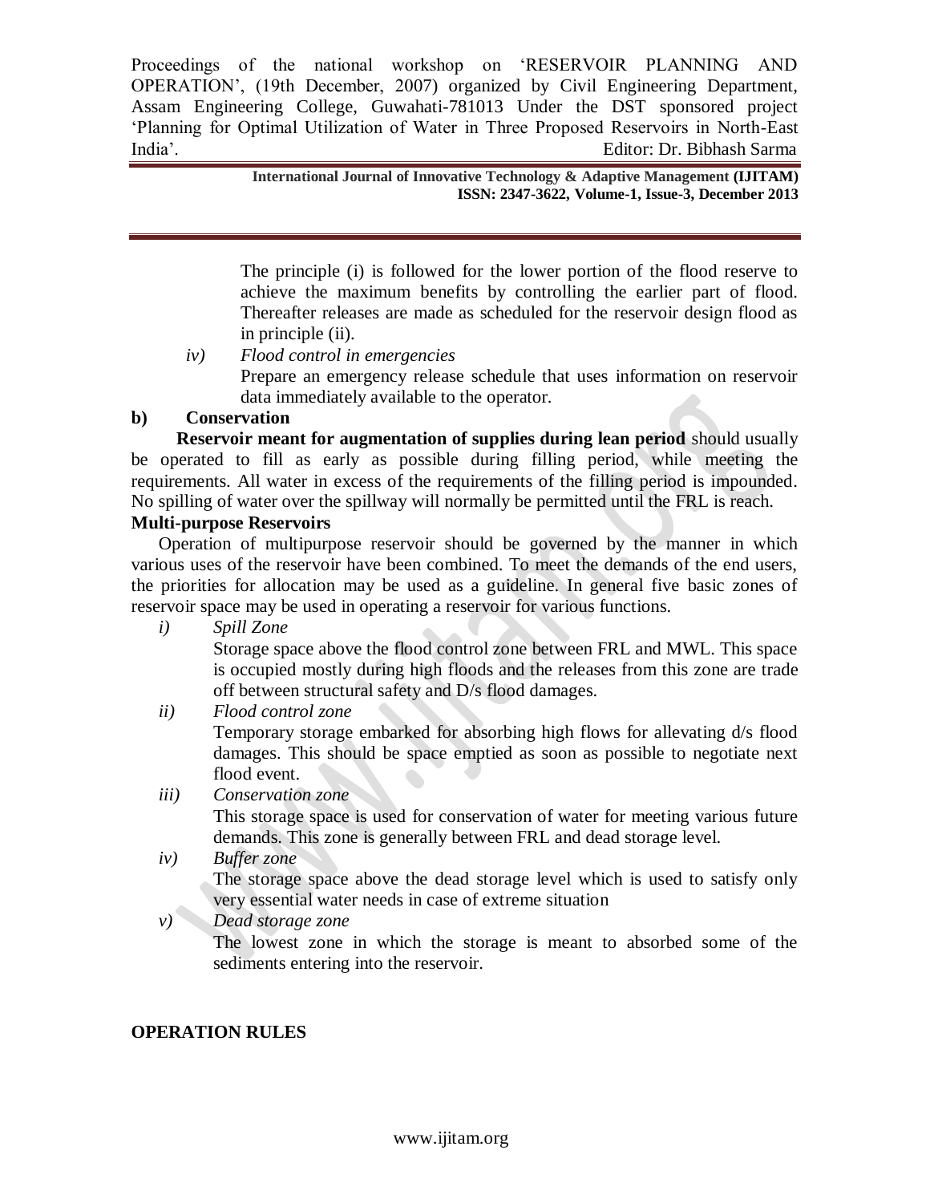The principle (i) is followed for the lower portion of the flood reserve to achieve the maximum benefits by controlling the earlier part of flood. Thereafter releases are made as scheduled for the reservoir design flood as in principle (ii).

*iv) Flood control in emergencies*

Prepare an emergency release schedule that uses information on reservoir data immediately available to the operator.

**b) Conservation**

**Reservoir meant for augmentation of supplies during lean period** should usually be operated to fill as early as possible during filling period, while meeting the requirements. All water in excess of the requirements of the filling period is impounded. No spilling of water over the spillway will normally be permitted until the FRL is reach.

**Multi-purpose Reservoirs**

Operation of multipurpose reservoir should be governed by the manner in which various uses of the reservoir have been combined. To meet the demands of the end users, the priorities for allocation may be used as a guideline. In general five basic zones of reservoir space may be used in operating a reservoir for various functions.

*i) Spill Zone*

Storage space above the flood control zone between FRL and MWL. This space is occupied mostly during high floods and the releases from this zone are trade off between structural safety and D/s flood damages.

*ii) Flood control zone*

Temporary storage embarked for absorbing high flows for allevating d/s flood damages. This should be space emptied as soon as possible to negotiate next flood event.

*iii) Conservation zone*

This storage space is used for conservation of water for meeting various future demands. This zone is generally between FRL and dead storage level.

*iv) Buffer zone*

The storage space above the dead storage level which is used to satisfy only very essential water needs in case of extreme situation

*v) Dead storage zone*

The lowest zone in which the storage is meant to absorbed some of the sediments entering into the reservoir.

**OPERATION RULES**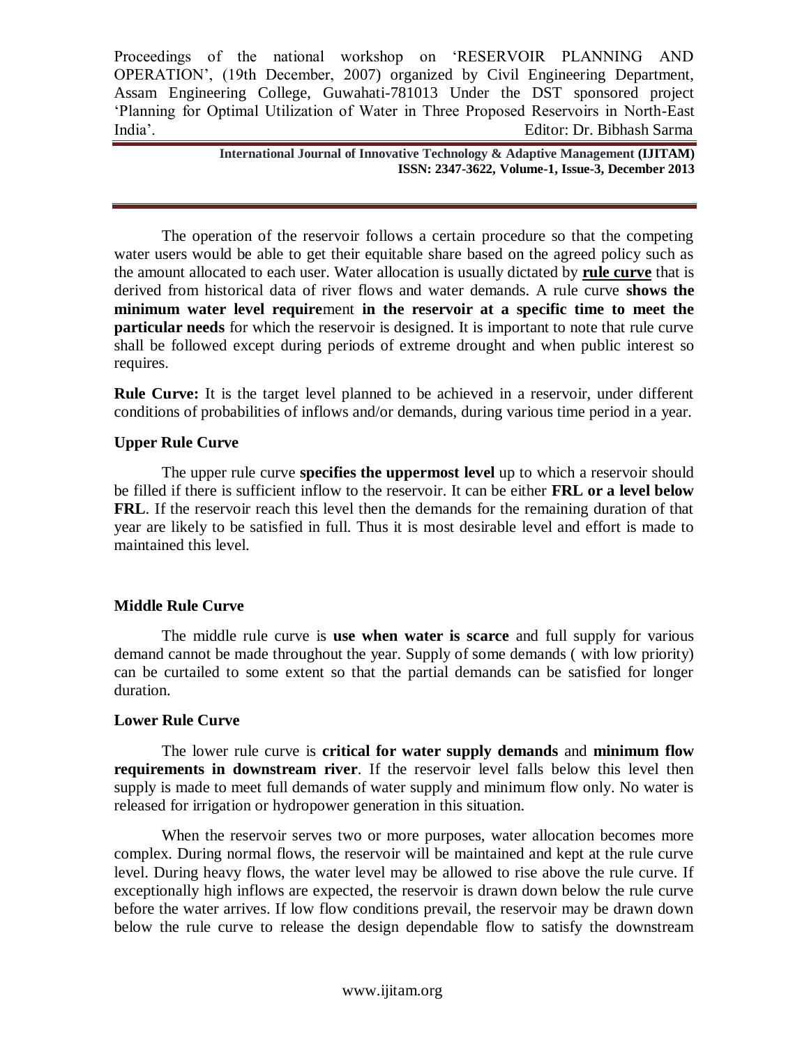The operation of the reservoir follows a certain procedure so that the competing water users would be able to get their equitable share based on the agreed policy such as the amount allocated to each user. Water allocation is usually dictated by **rule curve** that is derived from historical data of river flows and water demands. A rule curve **shows the minimum water level require**ment **in the reservoir at a specific time to meet the particular needs** for which the reservoir is designed. It is important to note that rule curve shall be followed except during periods of extreme drought and when public interest so requires.

**Rule Curve:** It is the target level planned to be achieved in a reservoir, under different conditions of probabilities of inflows and/or demands, during various time period in a year.

**Upper Rule Curve**

The upper rule curve **specifies the uppermost level** up to which a reservoir should be filled if there is sufficient inflow to the reservoir. It can be either **FRL or a level below FRL**. If the reservoir reach this level then the demands for the remaining duration of that year are likely to be satisfied in full. Thus it is most desirable level and effort is made to maintained this level.

**Middle Rule Curve**

The middle rule curve is **use when water is scarce** and full supply for various demand cannot be made throughout the year. Supply of some demands ( with low priority) can be curtailed to some extent so that the partial demands can be satisfied for longer duration.

**Lower Rule Curve**

The lower rule curve is **critical for water supply demands** and **minimum flow requirements in downstream river**. If the reservoir level falls below this level then supply is made to meet full demands of water supply and minimum flow only. No water is released for irrigation or hydropower generation in this situation.

When the reservoir serves two or more purposes, water allocation becomes more complex. During normal flows, the reservoir will be maintained and kept at the rule curve level. During heavy flows, the water level may be allowed to rise above the rule curve. If exceptionally high inflows are expected, the reservoir is drawn down below the rule curve before the water arrives. If low flow conditions prevail, the reservoir may be drawn down below the rule curve to release the design dependable flow to satisfy the downstream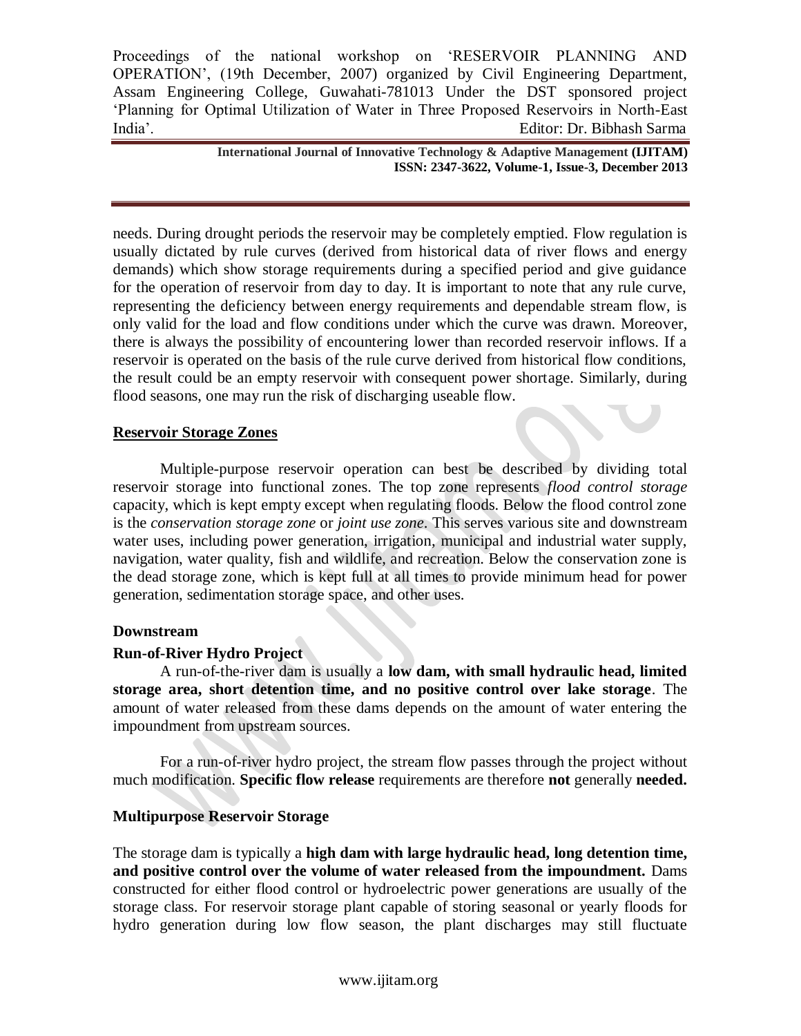needs. During drought periods the reservoir may be completely emptied. Flow regulation is usually dictated by rule curves (derived from historical data of river flows and energy demands) which show storage requirements during a specified period and give guidance for the operation of reservoir from day to day. It is important to note that any rule curve, representing the deficiency between energy requirements and dependable stream flow, is only valid for the load and flow conditions under which the curve was drawn. Moreover, there is always the possibility of encountering lower than recorded reservoir inflows. If a reservoir is operated on the basis of the rule curve derived from historical flow conditions, the result could be an empty reservoir with consequent power shortage. Similarly, during flood seasons, one may run the risk of discharging useable flow.

## Reservoir Storage Zones

Multiple-purpose reservoir operation can best be described by dividing total reservoir storage into functional zones. The top zone represents *flood control storage* capacity, which is kept empty except when regulating floods. Below the flood control zone is the *conservation storage zone* or *joint use zone*. This serves various site and downstream water uses, including power generation, irrigation, municipal and industrial water supply, navigation, water quality, fish and wildlife, and recreation. Below the conservation zone is the dead storage zone, which is kept full at all times to provide minimum head for power generation, sedimentation storage space, and other uses.

### Downstream

### Run-of-River Hydro Project

A run-of-the-river dam is usually a **low dam, with small hydraulic head, limited storage area, short detention time, and no positive control over lake storage**. The amount of water released from these dams depends on the amount of water entering the impoundment from upstream sources.

For a run-of-river hydro project, the stream flow passes through the project without much modification. **Specific flow release** requirements are therefore **not** generally **needed.**

### Multipurpose Reservoir Storage

The storage dam is typically a **high dam with large hydraulic head, long detention time, and positive control over the volume of water released from the impoundment.** Dams constructed for either flood control or hydroelectric power generations are usually of the storage class. For reservoir storage plant capable of storing seasonal or yearly floods for hydro generation during low flow season, the plant discharges may still fluctuate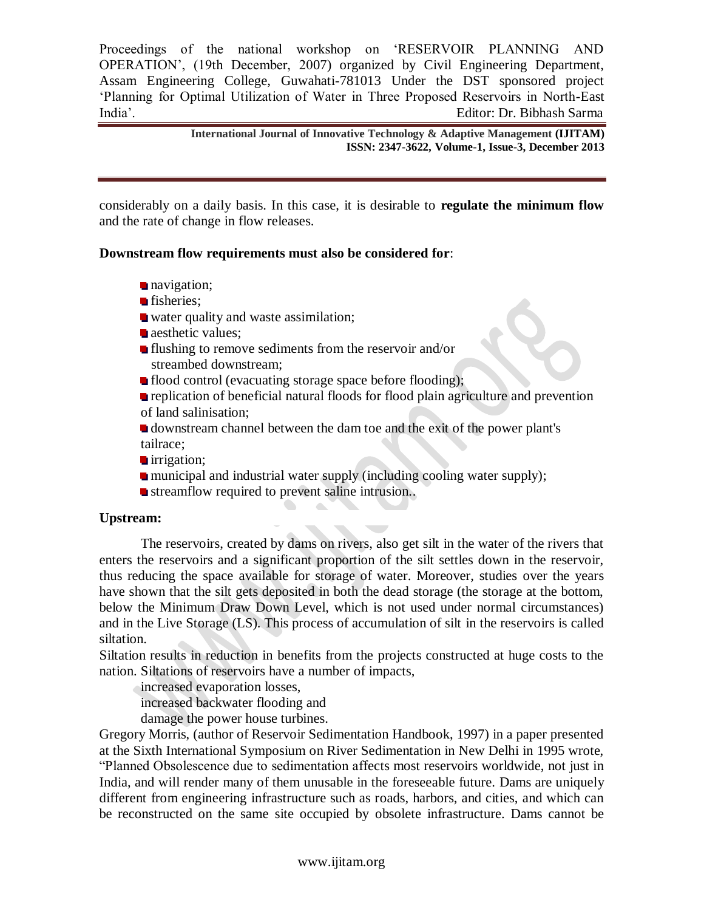considerably on a daily basis. In this case, it is desirable to **regulate the minimum flow** and the rate of change in flow releases.

**Downstream flow requirements must also be considered for**:

- navigation;
- fisheries;
- water quality and waste assimilation;
- aesthetic values;
- flushing to remove sediments from the reservoir and/or streambed downstream;
- flood control (evacuating storage space before flooding);
- replication of beneficial natural floods for flood plain agriculture and prevention of land salinisation;
- downstream channel between the dam toe and the exit of the power plant's tailrace;
- irrigation;
- municipal and industrial water supply (including cooling water supply);
- streamflow required to prevent saline intrusion..

**Upstream:**

The reservoirs, created by dams on rivers, also get silt in the water of the rivers that enters the reservoirs and a significant proportion of the silt settles down in the reservoir, thus reducing the space available for storage of water. Moreover, studies over the years have shown that the silt gets deposited in both the dead storage (the storage at the bottom, below the Minimum Draw Down Level, which is not used under normal circumstances) and in the Live Storage (LS). This process of accumulation of silt in the reservoirs is called siltation.

Siltation results in reduction in benefits from the projects constructed at huge costs to the nation. Siltations of reservoirs have a number of impacts,

increased evaporation losses,
increased backwater flooding and
damage the power house turbines.

Gregory Morris, (author of Reservoir Sedimentation Handbook, 1997) in a paper presented at the Sixth International Symposium on River Sedimentation in New Delhi in 1995 wrote, "Planned Obsolescence due to sedimentation affects most reservoirs worldwide, not just in India, and will render many of them unusable in the foreseeable future. Dams are uniquely different from engineering infrastructure such as roads, harbors, and cities, and which can be reconstructed on the same site occupied by obsolete infrastructure. Dams cannot be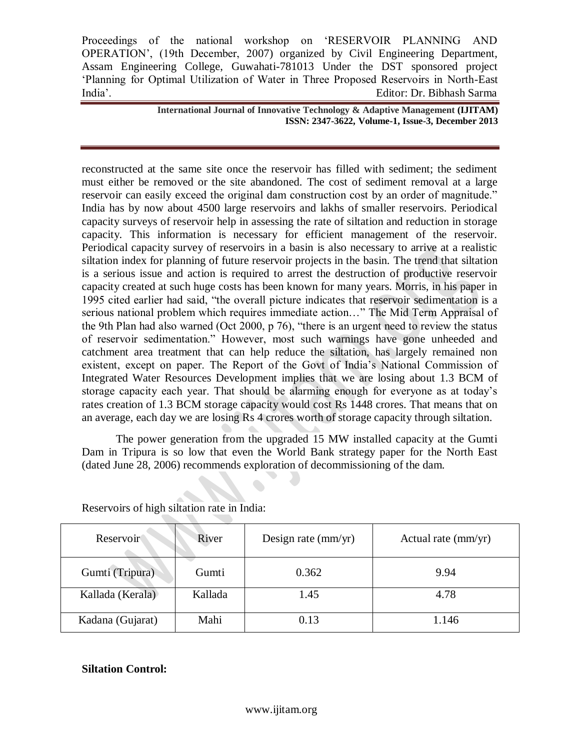reconstructed at the same site once the reservoir has filled with sediment; the sediment must either be removed or the site abandoned. The cost of sediment removal at a large reservoir can easily exceed the original dam construction cost by an order of magnitude." India has by now about 4500 large reservoirs and lakhs of smaller reservoirs. Periodical capacity surveys of reservoir help in assessing the rate of siltation and reduction in storage capacity. This information is necessary for efficient management of the reservoir. Periodical capacity survey of reservoirs in a basin is also necessary to arrive at a realistic siltation index for planning of future reservoir projects in the basin. The trend that siltation is a serious issue and action is required to arrest the destruction of productive reservoir capacity created at such huge costs has been known for many years. Morris, in his paper in 1995 cited earlier had said, "the overall picture indicates that reservoir sedimentation is a serious national problem which requires immediate action…" The Mid Term Appraisal of the 9th Plan had also warned (Oct 2000, p 76), "there is an urgent need to review the status of reservoir sedimentation." However, most such warnings have gone unheeded and catchment area treatment that can help reduce the siltation, has largely remained non existent, except on paper. The Report of the Govt of India's National Commission of Integrated Water Resources Development implies that we are losing about 1.3 BCM of storage capacity each year. That should be alarming enough for everyone as at today's rates creation of 1.3 BCM storage capacity would cost Rs 1448 crores. That means that on an average, each day we are losing Rs 4 crores worth of storage capacity through siltation.

The power generation from the upgraded 15 MW installed capacity at the Gumti Dam in Tripura is so low that even the World Bank strategy paper for the North East (dated June 28, 2006) recommends exploration of decommissioning of the dam.

Reservoirs of high siltation rate in India:

| Reservoir | River | Design rate (mm/yr) | Actual rate (mm/yr) |
|---|---|---|---|
| Gumti (Tripura) | Gumti | 0.362 | 9.94 |
| Kallada (Kerala) | Kallada | 1.45 | 4.78 |
| Kadana (Gujarat) | Mahi | 0.13 | 1.146 |

**Siltation Control:**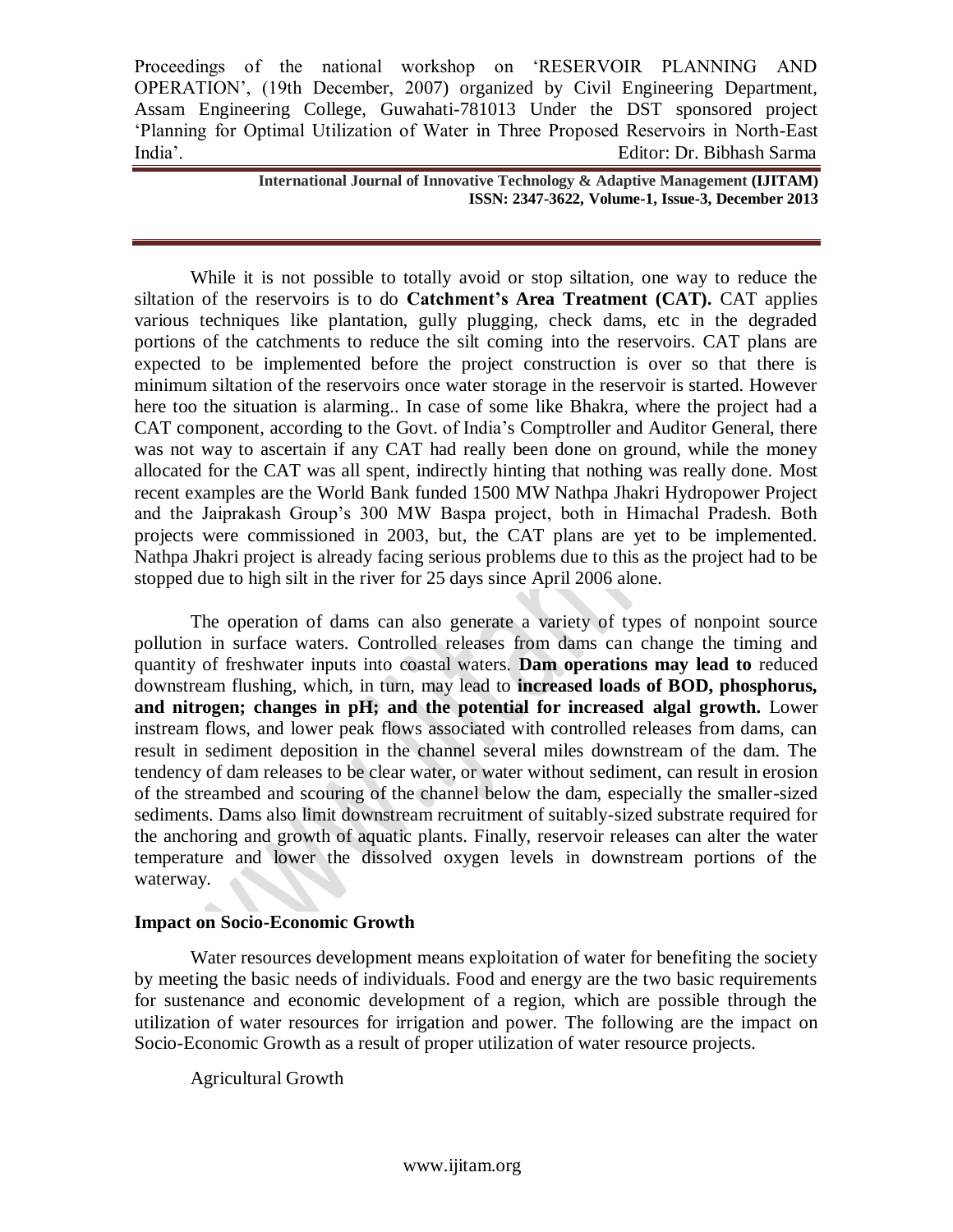While it is not possible to totally avoid or stop siltation, one way to reduce the siltation of the reservoirs is to do **Catchment's Area Treatment (CAT).** CAT applies various techniques like plantation, gully plugging, check dams, etc in the degraded portions of the catchments to reduce the silt coming into the reservoirs. CAT plans are expected to be implemented before the project construction is over so that there is minimum siltation of the reservoirs once water storage in the reservoir is started. However here too the situation is alarming.. In case of some like Bhakra, where the project had a CAT component, according to the Govt. of India's Comptroller and Auditor General, there was not way to ascertain if any CAT had really been done on ground, while the money allocated for the CAT was all spent, indirectly hinting that nothing was really done. Most recent examples are the World Bank funded 1500 MW Nathpa Jhakri Hydropower Project and the Jaiprakash Group's 300 MW Baspa project, both in Himachal Pradesh. Both projects were commissioned in 2003, but, the CAT plans are yet to be implemented. Nathpa Jhakri project is already facing serious problems due to this as the project had to be stopped due to high silt in the river for 25 days since April 2006 alone.

The operation of dams can also generate a variety of types of nonpoint source pollution in surface waters. Controlled releases from dams can change the timing and quantity of freshwater inputs into coastal waters. **Dam operations may lead to** reduced downstream flushing, which, in turn, may lead to **increased loads of BOD, phosphorus, and nitrogen; changes in pH; and the potential for increased algal growth.** Lower instream flows, and lower peak flows associated with controlled releases from dams, can result in sediment deposition in the channel several miles downstream of the dam. The tendency of dam releases to be clear water, or water without sediment, can result in erosion of the streambed and scouring of the channel below the dam, especially the smaller-sized sediments. Dams also limit downstream recruitment of suitably-sized substrate required for the anchoring and growth of aquatic plants. Finally, reservoir releases can alter the water temperature and lower the dissolved oxygen levels in downstream portions of the waterway.

## Impact on Socio-Economic Growth

Water resources development means exploitation of water for benefiting the society by meeting the basic needs of individuals. Food and energy are the two basic requirements for sustenance and economic development of a region, which are possible through the utilization of water resources for irrigation and power. The following are the impact on Socio-Economic Growth as a result of proper utilization of water resource projects.

Agricultural Growth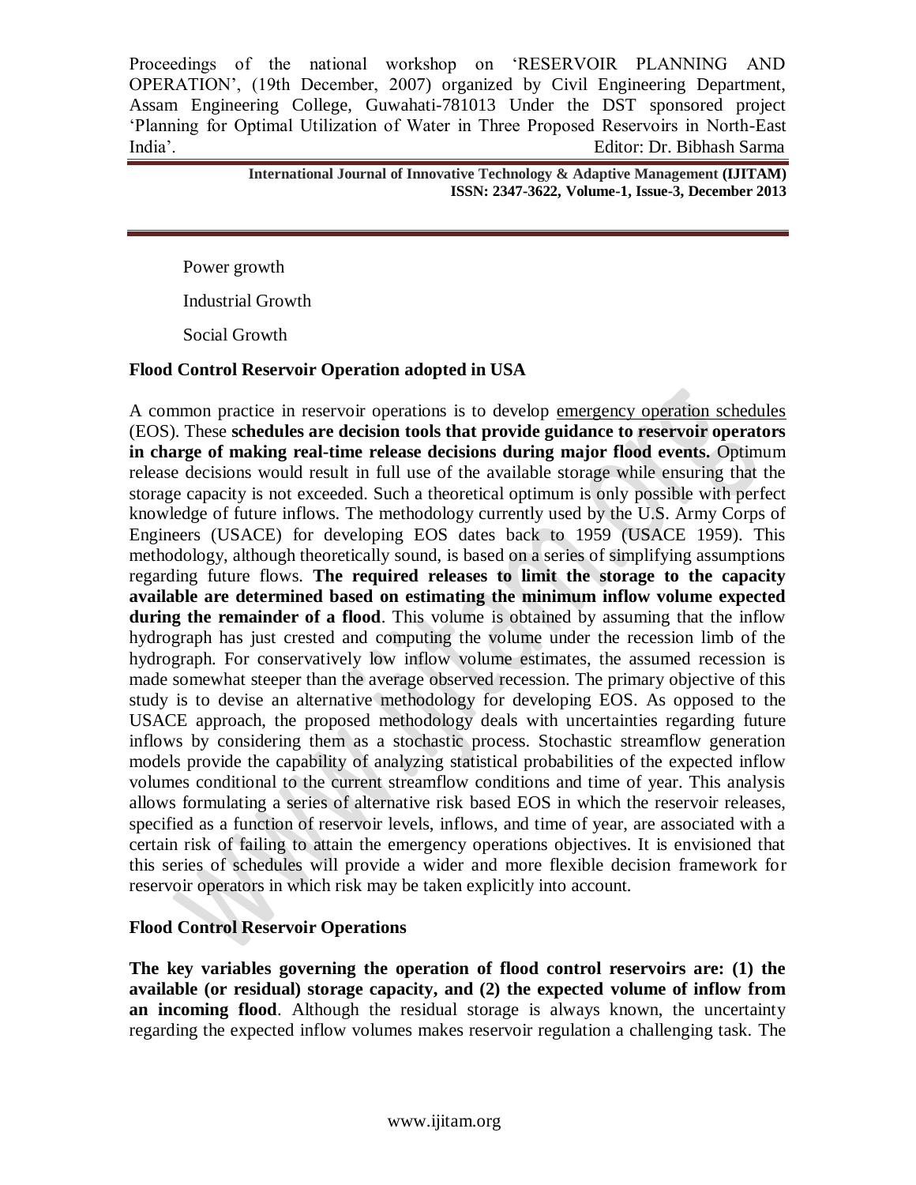Power growth

Industrial Growth

Social Growth

**Flood Control Reservoir Operation adopted in USA**

A common practice in reservoir operations is to develop emergency operation schedules (EOS). These **schedules are decision tools that provide guidance to reservoir operators in charge of making real-time release decisions during major flood events.** Optimum release decisions would result in full use of the available storage while ensuring that the storage capacity is not exceeded. Such a theoretical optimum is only possible with perfect knowledge of future inflows. The methodology currently used by the U.S. Army Corps of Engineers (USACE) for developing EOS dates back to 1959 (USACE 1959). This methodology, although theoretically sound, is based on a series of simplifying assumptions regarding future flows. **The required releases to limit the storage to the capacity available are determined based on estimating the minimum inflow volume expected during the remainder of a flood**. This volume is obtained by assuming that the inflow hydrograph has just crested and computing the volume under the recession limb of the hydrograph. For conservatively low inflow volume estimates, the assumed recession is made somewhat steeper than the average observed recession. The primary objective of this study is to devise an alternative methodology for developing EOS. As opposed to the USACE approach, the proposed methodology deals with uncertainties regarding future inflows by considering them as a stochastic process. Stochastic streamflow generation models provide the capability of analyzing statistical probabilities of the expected inflow volumes conditional to the current streamflow conditions and time of year. This analysis allows formulating a series of alternative risk based EOS in which the reservoir releases, specified as a function of reservoir levels, inflows, and time of year, are associated with a certain risk of failing to attain the emergency operations objectives. It is envisioned that this series of schedules will provide a wider and more flexible decision framework for reservoir operators in which risk may be taken explicitly into account.

**Flood Control Reservoir Operations**

**The key variables governing the operation of flood control reservoirs are: (1) the available (or residual) storage capacity, and (2) the expected volume of inflow from an incoming flood**. Although the residual storage is always known, the uncertainty regarding the expected inflow volumes makes reservoir regulation a challenging task. The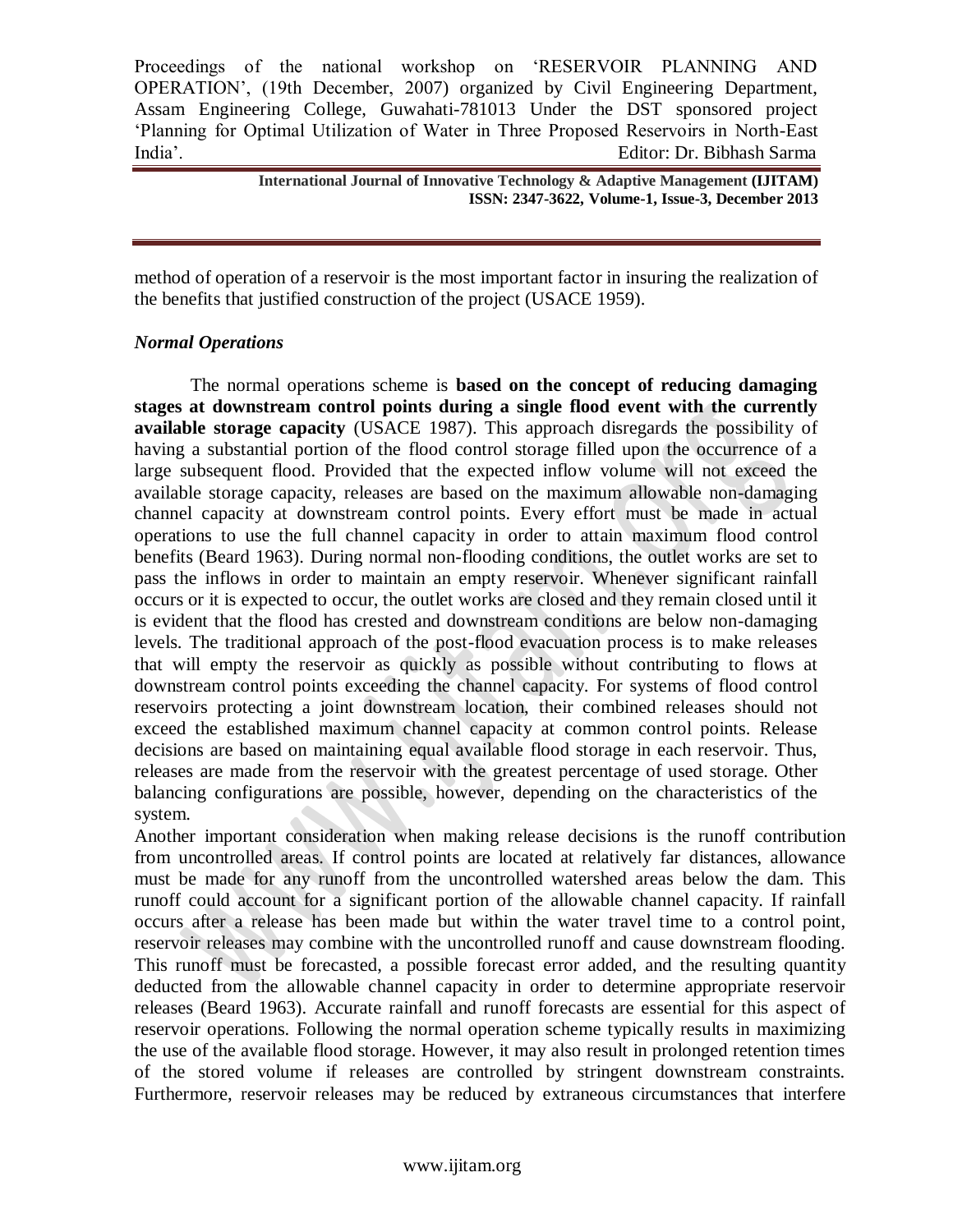method of operation of a reservoir is the most important factor in insuring the realization of the benefits that justified construction of the project (USACE 1959).

### *Normal Operations*

The normal operations scheme is **based on the concept of reducing damaging stages at downstream control points during a single flood event with the currently available storage capacity** (USACE 1987). This approach disregards the possibility of having a substantial portion of the flood control storage filled upon the occurrence of a large subsequent flood. Provided that the expected inflow volume will not exceed the available storage capacity, releases are based on the maximum allowable non-damaging channel capacity at downstream control points. Every effort must be made in actual operations to use the full channel capacity in order to attain maximum flood control benefits (Beard 1963). During normal non-flooding conditions, the outlet works are set to pass the inflows in order to maintain an empty reservoir. Whenever significant rainfall occurs or it is expected to occur, the outlet works are closed and they remain closed until it is evident that the flood has crested and downstream conditions are below non-damaging levels. The traditional approach of the post-flood evacuation process is to make releases that will empty the reservoir as quickly as possible without contributing to flows at downstream control points exceeding the channel capacity. For systems of flood control reservoirs protecting a joint downstream location, their combined releases should not exceed the established maximum channel capacity at common control points. Release decisions are based on maintaining equal available flood storage in each reservoir. Thus, releases are made from the reservoir with the greatest percentage of used storage. Other balancing configurations are possible, however, depending on the characteristics of the system.

Another important consideration when making release decisions is the runoff contribution from uncontrolled areas. If control points are located at relatively far distances, allowance must be made for any runoff from the uncontrolled watershed areas below the dam. This runoff could account for a significant portion of the allowable channel capacity. If rainfall occurs after a release has been made but within the water travel time to a control point, reservoir releases may combine with the uncontrolled runoff and cause downstream flooding. This runoff must be forecasted, a possible forecast error added, and the resulting quantity deducted from the allowable channel capacity in order to determine appropriate reservoir releases (Beard 1963). Accurate rainfall and runoff forecasts are essential for this aspect of reservoir operations. Following the normal operation scheme typically results in maximizing the use of the available flood storage. However, it may also result in prolonged retention times of the stored volume if releases are controlled by stringent downstream constraints. Furthermore, reservoir releases may be reduced by extraneous circumstances that interfere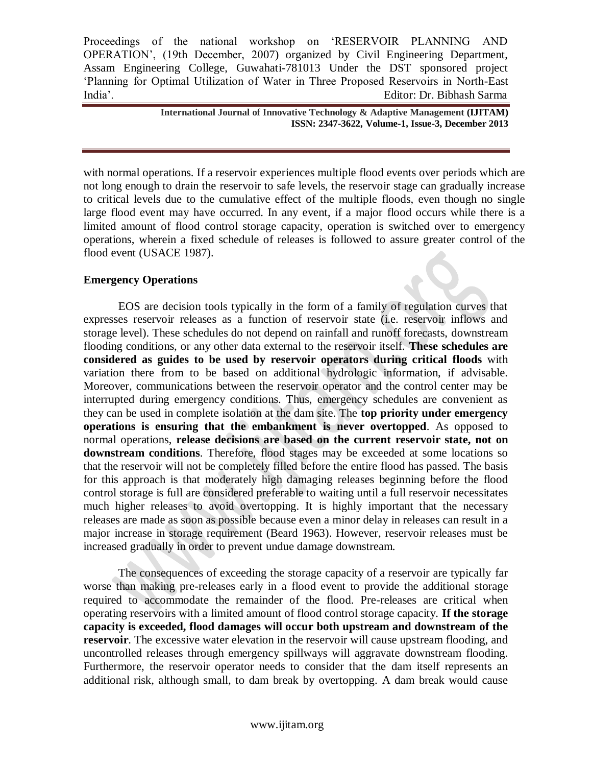with normal operations. If a reservoir experiences multiple flood events over periods which are not long enough to drain the reservoir to safe levels, the reservoir stage can gradually increase to critical levels due to the cumulative effect of the multiple floods, even though no single large flood event may have occurred. In any event, if a major flood occurs while there is a limited amount of flood control storage capacity, operation is switched over to emergency operations, wherein a fixed schedule of releases is followed to assure greater control of the flood event (USACE 1987).

**Emergency Operations**

EOS are decision tools typically in the form of a family of regulation curves that expresses reservoir releases as a function of reservoir state (i.e. reservoir inflows and storage level). These schedules do not depend on rainfall and runoff forecasts, downstream flooding conditions, or any other data external to the reservoir itself. **These schedules are considered as guides to be used by reservoir operators during critical floods** with variation there from to be based on additional hydrologic information, if advisable. Moreover, communications between the reservoir operator and the control center may be interrupted during emergency conditions. Thus, emergency schedules are convenient as they can be used in complete isolation at the dam site. The **top priority under emergency operations is ensuring that the embankment is never overtopped**. As opposed to normal operations, **release decisions are based on the current reservoir state, not on downstream conditions**. Therefore, flood stages may be exceeded at some locations so that the reservoir will not be completely filled before the entire flood has passed. The basis for this approach is that moderately high damaging releases beginning before the flood control storage is full are considered preferable to waiting until a full reservoir necessitates much higher releases to avoid overtopping. It is highly important that the necessary releases are made as soon as possible because even a minor delay in releases can result in a major increase in storage requirement (Beard 1963). However, reservoir releases must be increased gradually in order to prevent undue damage downstream.

The consequences of exceeding the storage capacity of a reservoir are typically far worse than making pre-releases early in a flood event to provide the additional storage required to accommodate the remainder of the flood. Pre-releases are critical when operating reservoirs with a limited amount of flood control storage capacity. **If the storage capacity is exceeded, flood damages will occur both upstream and downstream of the reservoir**. The excessive water elevation in the reservoir will cause upstream flooding, and uncontrolled releases through emergency spillways will aggravate downstream flooding. Furthermore, the reservoir operator needs to consider that the dam itself represents an additional risk, although small, to dam break by overtopping. A dam break would cause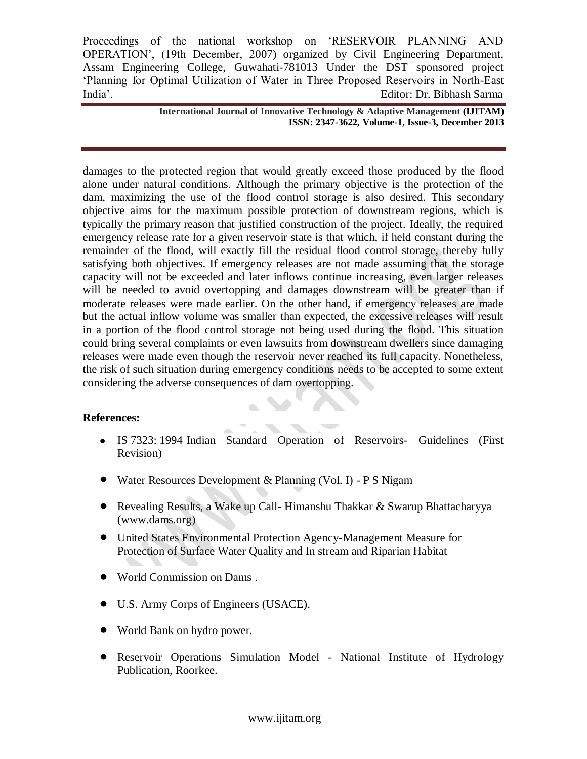damages to the protected region that would greatly exceed those produced by the flood alone under natural conditions. Although the primary objective is the protection of the dam, maximizing the use of the flood control storage is also desired. This secondary objective aims for the maximum possible protection of downstream regions, which is typically the primary reason that justified construction of the project. Ideally, the required emergency release rate for a given reservoir state is that which, if held constant during the remainder of the flood, will exactly fill the residual flood control storage, thereby fully satisfying both objectives. If emergency releases are not made assuming that the storage capacity will not be exceeded and later inflows continue increasing, even larger releases will be needed to avoid overtopping and damages downstream will be greater than if moderate releases were made earlier. On the other hand, if emergency releases are made but the actual inflow volume was smaller than expected, the excessive releases will result in a portion of the flood control storage not being used during the flood. This situation could bring several complaints or even lawsuits from downstream dwellers since damaging releases were made even though the reservoir never reached its full capacity. Nonetheless, the risk of such situation during emergency conditions needs to be accepted to some extent considering the adverse consequences of dam overtopping.

**References:**

- IS 7323: 1994 Indian Standard Operation of Reservoirs- Guidelines (First Revision)
- Water Resources Development & Planning (Vol. I) - P S Nigam
- Revealing Results, a Wake up Call- Himanshu Thakkar & Swarup Bhattacharyya (www.dams.org)
- United States Environmental Protection Agency-Management Measure for Protection of Surface Water Quality and In stream and Riparian Habitat
- World Commission on Dams .
- U.S. Army Corps of Engineers (USACE).
- World Bank on hydro power.
- Reservoir Operations Simulation Model - National Institute of Hydrology Publication, Roorkee.